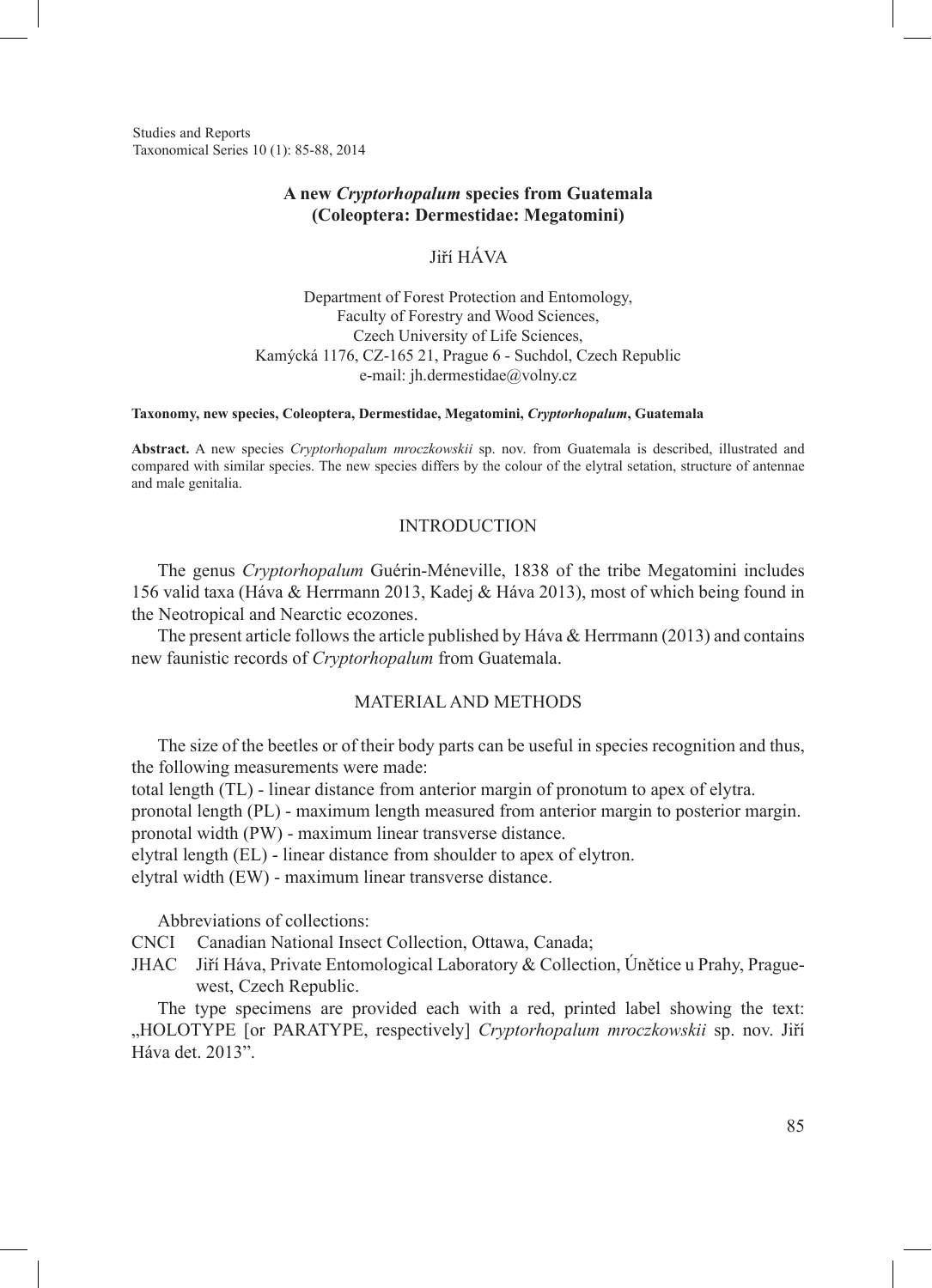# A new *Cryptorhopalum* species from Guatemala (Coleoptera: Dermestidae: Megatomini)

Jiří HÁVA

Department of Forest Protection and Entomology,
Faculty of Forestry and Wood Sciences,
Czech University of Life Sciences,
Kamýcká 1176, CZ-165 21, Prague 6 - Suchdol, Czech Republic
e-mail: jh.dermestidae@volny.cz

**Taxonomy, new species, Coleoptera, Dermestidae, Megatomini, *Cryptorhopalum*, Guatemala**

**Abstract.** A new species *Cryptorhopalum mroczkowskii* sp. nov. from Guatemala is described, illustrated and compared with similar species. The new species differs by the colour of the elytral setation, structure of antennae and male genitalia.

## INTRODUCTION

The genus *Cryptorhopalum* Guérin-Méneville, 1838 of the tribe Megatomini includes 156 valid taxa (Háva & Herrmann 2013, Kadej & Háva 2013), most of which being found in the Neotropical and Nearctic ecozones.

The present article follows the article published by Háva & Herrmann (2013) and contains new faunistic records of *Cryptorhopalum* from Guatemala.

## MATERIAL AND METHODS

The size of the beetles or of their body parts can be useful in species recognition and thus, the following measurements were made:

total length (TL) - linear distance from anterior margin of pronotum to apex of elytra.
pronotal length (PL) - maximum length measured from anterior margin to posterior margin.
pronotal width (PW) - maximum linear transverse distance.
elytral length (EL) - linear distance from shoulder to apex of elytron.
elytral width (EW) - maximum linear transverse distance.

Abbreviations of collections:

CNCI Canadian National Insect Collection, Ottawa, Canada;
JHAC Jiří Háva, Private Entomological Laboratory & Collection, Únětice u Prahy, Prague-west, Czech Republic.

The type specimens are provided each with a red, printed label showing the text: „HOLOTYPE [or PARATYPE, respectively] *Cryptorhopalum mroczkowskii* sp. nov. Jiří Háva det. 2013".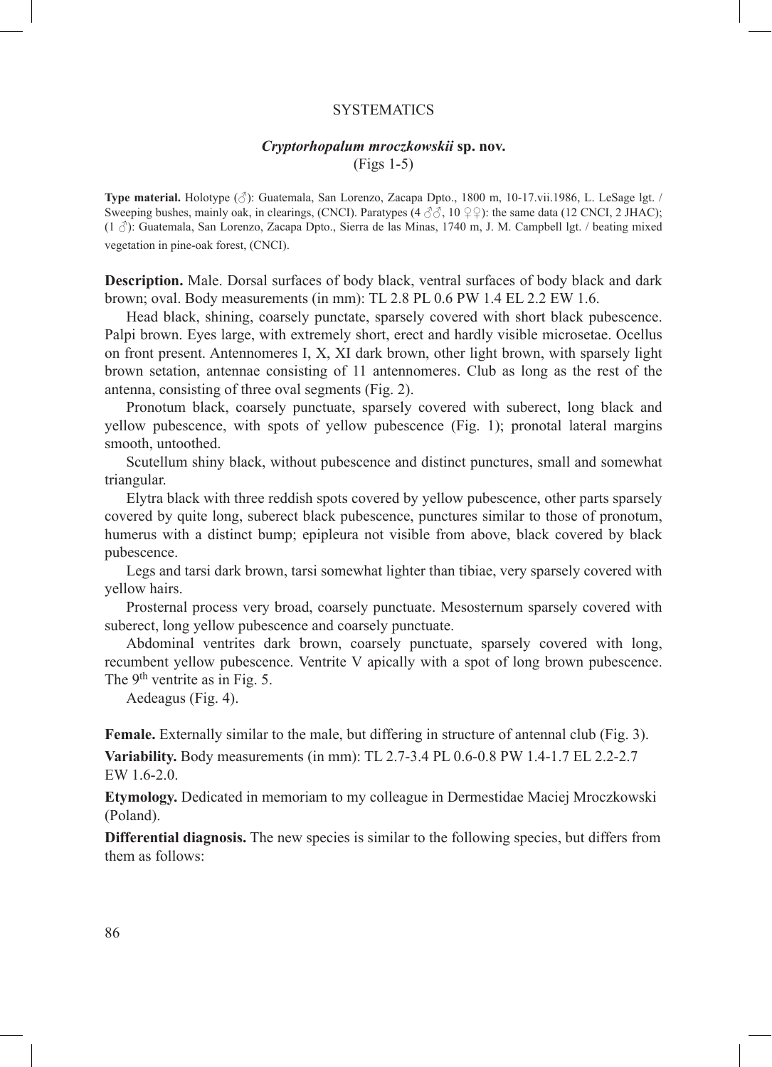## SYSTEMATICS

### *Cryptorhopalum mroczkowskii* sp. nov.

(Figs 1-5)

**Type material.** Holotype (♂): Guatemala, San Lorenzo, Zacapa Dpto., 1800 m, 10-17.vii.1986, L. LeSage lgt. / Sweeping bushes, mainly oak, in clearings, (CNCI). Paratypes (4 ♂♂, 10 ♀♀): the same data (12 CNCI, 2 JHAC); (1 ♂): Guatemala, San Lorenzo, Zacapa Dpto., Sierra de las Minas, 1740 m, J. M. Campbell lgt. / beating mixed vegetation in pine-oak forest, (CNCI).

**Description.** Male. Dorsal surfaces of body black, ventral surfaces of body black and dark brown; oval. Body measurements (in mm): TL 2.8 PL 0.6 PW 1.4 EL 2.2 EW 1.6.

Head black, shining, coarsely punctate, sparsely covered with short black pubescence. Palpi brown. Eyes large, with extremely short, erect and hardly visible microsetae. Ocellus on front present. Antennomeres I, X, XI dark brown, other light brown, with sparsely light brown setation, antennae consisting of 11 antennomeres. Club as long as the rest of the antenna, consisting of three oval segments (Fig. 2).

Pronotum black, coarsely punctuate, sparsely covered with suberect, long black and yellow pubescence, with spots of yellow pubescence (Fig. 1); pronotal lateral margins smooth, untoothed.

Scutellum shiny black, without pubescence and distinct punctures, small and somewhat triangular.

Elytra black with three reddish spots covered by yellow pubescence, other parts sparsely covered by quite long, suberect black pubescence, punctures similar to those of pronotum, humerus with a distinct bump; epipleura not visible from above, black covered by black pubescence.

Legs and tarsi dark brown, tarsi somewhat lighter than tibiae, very sparsely covered with yellow hairs.

Prosternal process very broad, coarsely punctuate. Mesosternum sparsely covered with suberect, long yellow pubescence and coarsely punctuate.

Abdominal ventrites dark brown, coarsely punctuate, sparsely covered with long, recumbent yellow pubescence. Ventrite V apically with a spot of long brown pubescence. The 9th ventrite as in Fig. 5.

Aedeagus (Fig. 4).

**Female.** Externally similar to the male, but differing in structure of antennal club (Fig. 3).

**Variability.** Body measurements (in mm): TL 2.7-3.4 PL 0.6-0.8 PW 1.4-1.7 EL 2.2-2.7 EW 1.6-2.0.

**Etymology.** Dedicated in memoriam to my colleague in Dermestidae Maciej Mroczkowski (Poland).

**Differential diagnosis.** The new species is similar to the following species, but differs from them as follows: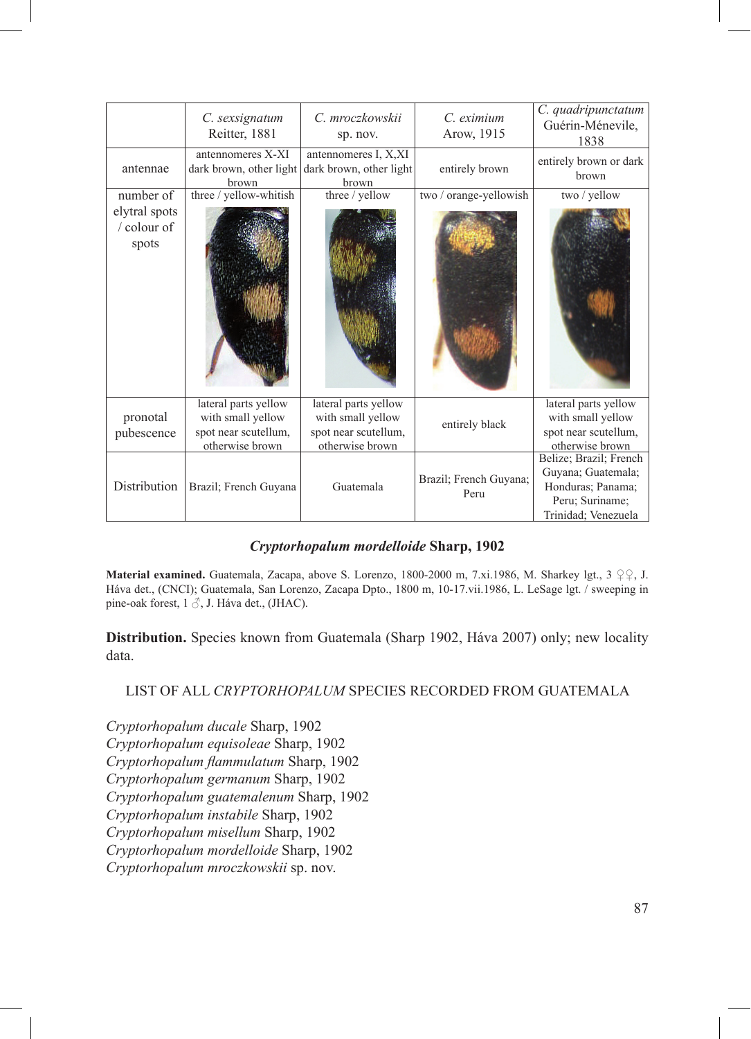| | *C. sexsignatum* Reitter, 1881 | *C. mroczkowskii* sp. nov. | *C. eximium* Arow, 1915 | *C. quadripunctatum* Guérin-Ménevile, 1838 |
|---|---|---|---|---|
| antennae | antennomeres X-XI dark brown, other light brown | antennomeres I, X,XI dark brown, other light brown | entirely brown | entirely brown or dark brown |
| number of elytral spots / colour of spots | three / yellow-whitish | three / yellow | two / orange-yellowish | two / yellow |
| pronotal pubescence | lateral parts yellow with small yellow spot near scutellum, otherwise brown | lateral parts yellow with small yellow spot near scutellum, otherwise brown | entirely black | lateral parts yellow with small yellow spot near scutellum, otherwise brown |
| Distribution | Brazil; French Guyana | Guatemala | Brazil; French Guyana; Peru | Belize; Brazil; French Guyana; Guatemala; Honduras; Panama; Peru; Suriname; Trinidad; Venezuela |

### *Cryptorhopalum mordelloide* Sharp, 1902

**Material examined.** Guatemala, Zacapa, above S. Lorenzo, 1800-2000 m, 7.xi.1986, M. Sharkey lgt., 3 ♀♀, J. Háva det., (CNCI); Guatemala, San Lorenzo, Zacapa Dpto., 1800 m, 10-17.vii.1986, L. LeSage lgt. / sweeping in pine-oak forest, 1 ♂, J. Háva det., (JHAC).

**Distribution.** Species known from Guatemala (Sharp 1902, Háva 2007) only; new locality data.

## LIST OF ALL *CRYPTORHOPALUM* SPECIES RECORDED FROM GUATEMALA

*Cryptorhopalum ducale* Sharp, 1902
*Cryptorhopalum equisoleae* Sharp, 1902
*Cryptorhopalum flammulatum* Sharp, 1902
*Cryptorhopalum germanum* Sharp, 1902
*Cryptorhopalum guatemalenum* Sharp, 1902
*Cryptorhopalum instabile* Sharp, 1902
*Cryptorhopalum misellum* Sharp, 1902
*Cryptorhopalum mordelloide* Sharp, 1902
*Cryptorhopalum mroczkowskii* sp. nov.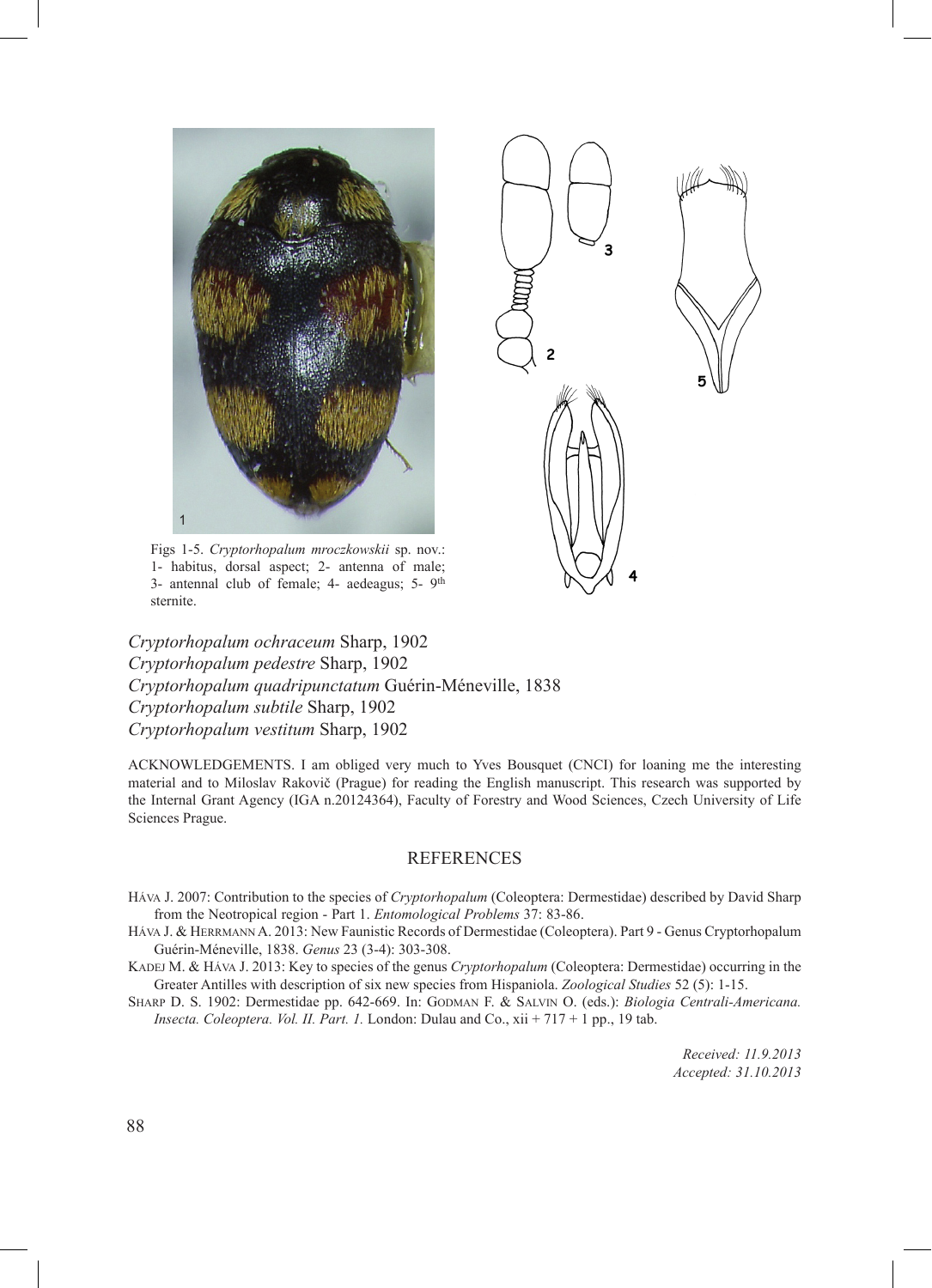Figs 1-5. *Cryptorhopalum mroczkowskii* sp. nov.: 1- habitus, dorsal aspect; 2- antenna of male; 3- antennal club of female; 4- aedeagus; 5- 9th sternite.

*Cryptorhopalum ochraceum* Sharp, 1902
*Cryptorhopalum pedestre* Sharp, 1902
*Cryptorhopalum quadripunctatum* Guérin-Méneville, 1838
*Cryptorhopalum subtile* Sharp, 1902
*Cryptorhopalum vestitum* Sharp, 1902

ACKNOWLEDGEMENTS. I am obliged very much to Yves Bousquet (CNCI) for loaning me the interesting material and to Miloslav Rakovič (Prague) for reading the English manuscript. This research was supported by the Internal Grant Agency (IGA n.20124364), Faculty of Forestry and Wood Sciences, Czech University of Life Sciences Prague.

## REFERENCES

Háva J. 2007: Contribution to the species of *Cryptorhopalum* (Coleoptera: Dermestidae) described by David Sharp from the Neotropical region - Part 1. *Entomological Problems* 37: 83-86.

Háva J. & Herrmann A. 2013: New Faunistic Records of Dermestidae (Coleoptera). Part 9 - Genus Cryptorhopalum Guérin-Méneville, 1838. *Genus* 23 (3-4): 303-308.

Kadej M. & Háva J. 2013: Key to species of the genus *Cryptorhopalum* (Coleoptera: Dermestidae) occurring in the Greater Antilles with description of six new species from Hispaniola. *Zoological Studies* 52 (5): 1-15.

Sharp D. S. 1902: Dermestidae pp. 642-669. In: Godman F. & Salvin O. (eds.): *Biologia Centrali-Americana. Insecta. Coleoptera. Vol. II. Part. 1.* London: Dulau and Co., xii + 717 + 1 pp., 19 tab.

*Received: 11.9.2013*
*Accepted: 31.10.2013*